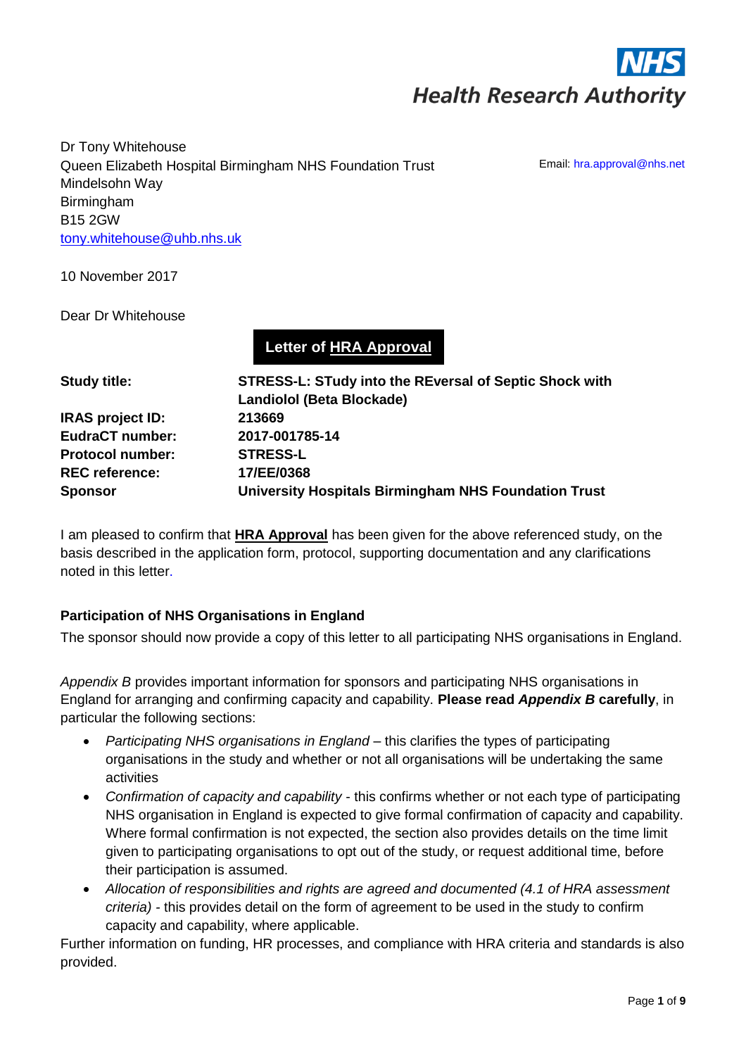NHS

Health Research Authority

Dr Tony Whitehouse
Queen Elizabeth Hospital Birmingham NHS Foundation Trust
Mindelsohn Way
Birmingham
B15 2GW
tony.whitehouse@uhb.nhs.uk

Email: hra.approval@nhs.net

10 November 2017

Dear Dr Whitehouse

## Letter of HRA Approval

| | |
|---|---|
| **Study title:** | **STRESS-L: STudy into the REversal of Septic Shock with Landiolol (Beta Blockade)** |
| **IRAS project ID:** | **213669** |
| **EudraCT number:** | **2017-001785-14** |
| **Protocol number:** | **STRESS-L** |
| **REC reference:** | **17/EE/0368** |
| **Sponsor** | **University Hospitals Birmingham NHS Foundation Trust** |

I am pleased to confirm that **HRA Approval** has been given for the above referenced study, on the basis described in the application form, protocol, supporting documentation and any clarifications noted in this letter.

**Participation of NHS Organisations in England**

The sponsor should now provide a copy of this letter to all participating NHS organisations in England.

*Appendix B* provides important information for sponsors and participating NHS organisations in England for arranging and confirming capacity and capability. **Please read *Appendix B* carefully**, in particular the following sections:

- *Participating NHS organisations in England* – this clarifies the types of participating organisations in the study and whether or not all organisations will be undertaking the same activities
- *Confirmation of capacity and capability* - this confirms whether or not each type of participating NHS organisation in England is expected to give formal confirmation of capacity and capability. Where formal confirmation is not expected, the section also provides details on the time limit given to participating organisations to opt out of the study, or request additional time, before their participation is assumed.
- *Allocation of responsibilities and rights are agreed and documented (4.1 of HRA assessment criteria)* - this provides detail on the form of agreement to be used in the study to confirm capacity and capability, where applicable.

Further information on funding, HR processes, and compliance with HRA criteria and standards is also provided.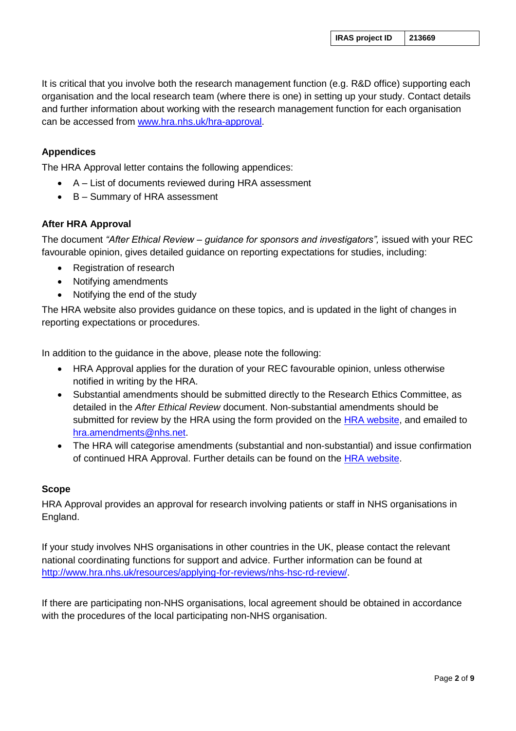| IRAS project ID | 213669 |
| --- | --- |

It is critical that you involve both the research management function (e.g. R&D office) supporting each organisation and the local research team (where there is one) in setting up your study. Contact details and further information about working with the research management function for each organisation can be accessed from [www.hra.nhs.uk/hra-approval](www.hra.nhs.uk/hra-approval).

**Appendices**

The HRA Approval letter contains the following appendices:

- A – List of documents reviewed during HRA assessment
- B – Summary of HRA assessment

**After HRA Approval**

The document *"After Ethical Review – guidance for sponsors and investigators",* issued with your REC favourable opinion, gives detailed guidance on reporting expectations for studies, including:

- Registration of research
- Notifying amendments
- Notifying the end of the study

The HRA website also provides guidance on these topics, and is updated in the light of changes in reporting expectations or procedures.

In addition to the guidance in the above, please note the following:

- HRA Approval applies for the duration of your REC favourable opinion, unless otherwise notified in writing by the HRA.
- Substantial amendments should be submitted directly to the Research Ethics Committee, as detailed in the *After Ethical Review* document. Non-substantial amendments should be submitted for review by the HRA using the form provided on the HRA website, and emailed to hra.amendments@nhs.net.
- The HRA will categorise amendments (substantial and non-substantial) and issue confirmation of continued HRA Approval. Further details can be found on the HRA website.

**Scope**

HRA Approval provides an approval for research involving patients or staff in NHS organisations in England.

If your study involves NHS organisations in other countries in the UK, please contact the relevant national coordinating functions for support and advice. Further information can be found at [http://www.hra.nhs.uk/resources/applying-for-reviews/nhs-hsc-rd-review/](http://www.hra.nhs.uk/resources/applying-for-reviews/nhs-hsc-rd-review/).

If there are participating non-NHS organisations, local agreement should be obtained in accordance with the procedures of the local participating non-NHS organisation.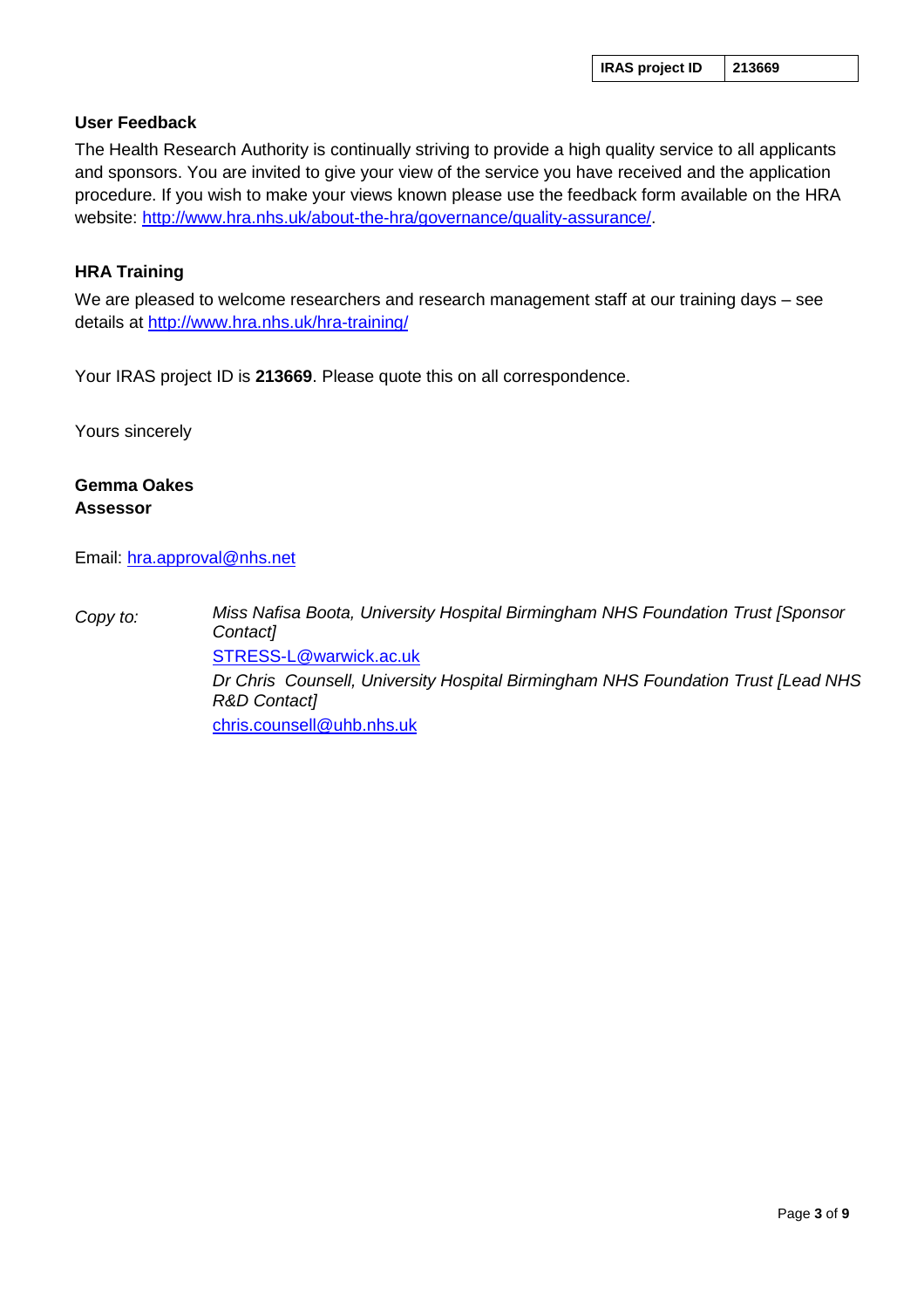| IRAS project ID | 213669 |
| --- | --- |

**User Feedback**

The Health Research Authority is continually striving to provide a high quality service to all applicants and sponsors. You are invited to give your view of the service you have received and the application procedure. If you wish to make your views known please use the feedback form available on the HRA website: http://www.hra.nhs.uk/about-the-hra/governance/quality-assurance/.

**HRA Training**

We are pleased to welcome researchers and research management staff at our training days – see details at http://www.hra.nhs.uk/hra-training/

Your IRAS project ID is **213669**. Please quote this on all correspondence.

Yours sincerely

**Gemma Oakes**
**Assessor**

Email: hra.approval@nhs.net

| *Copy to:* | *Miss Nafisa Boota, University Hospital Birmingham NHS Foundation Trust [Sponsor Contact]* |
| --- | --- |
| | STRESS-L@warwick.ac.uk |
| | *Dr Chris Counsell, University Hospital Birmingham NHS Foundation Trust [Lead NHS R&D Contact]* |
| | chris.counsell@uhb.nhs.uk |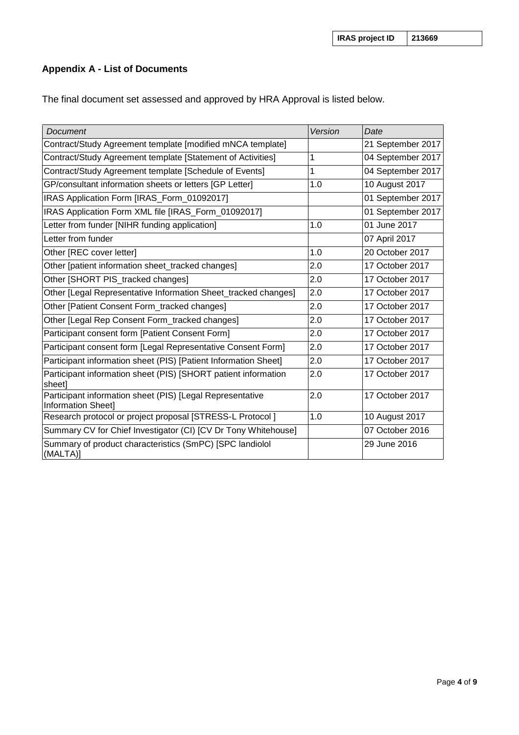| IRAS project ID | 213669 |
|---|---|

## Appendix A - List of Documents

The final document set assessed and approved by HRA Approval is listed below.

| *Document* | *Version* | *Date* |
|---|---|---|
| Contract/Study Agreement template [modified mNCA template] | | 21 September 2017 |
| Contract/Study Agreement template [Statement of Activities] | 1 | 04 September 2017 |
| Contract/Study Agreement template [Schedule of Events] | 1 | 04 September 2017 |
| GP/consultant information sheets or letters [GP Letter] | 1.0 | 10 August 2017 |
| IRAS Application Form [IRAS_Form_01092017] | | 01 September 2017 |
| IRAS Application Form XML file [IRAS_Form_01092017] | | 01 September 2017 |
| Letter from funder [NIHR funding application] | 1.0 | 01 June 2017 |
| Letter from funder | | 07 April 2017 |
| Other [REC cover letter] | 1.0 | 20 October 2017 |
| Other [patient information sheet_tracked changes] | 2.0 | 17 October 2017 |
| Other [SHORT PIS_tracked changes] | 2.0 | 17 October 2017 |
| Other [Legal Representative Information Sheet_tracked changes] | 2.0 | 17 October 2017 |
| Other [Patient Consent Form_tracked changes] | 2.0 | 17 October 2017 |
| Other [Legal Rep Consent Form_tracked changes] | 2.0 | 17 October 2017 |
| Participant consent form [Patient Consent Form] | 2.0 | 17 October 2017 |
| Participant consent form [Legal Representative Consent Form] | 2.0 | 17 October 2017 |
| Participant information sheet (PIS) [Patient Information Sheet] | 2.0 | 17 October 2017 |
| Participant information sheet (PIS) [SHORT patient information sheet] | 2.0 | 17 October 2017 |
| Participant information sheet (PIS) [Legal Representative Information Sheet] | 2.0 | 17 October 2017 |
| Research protocol or project proposal [STRESS-L Protocol ] | 1.0 | 10 August 2017 |
| Summary CV for Chief Investigator (CI) [CV Dr Tony Whitehouse] | | 07 October 2016 |
| Summary of product characteristics (SmPC) [SPC landiolol (MALTA)] | | 29 June 2016 |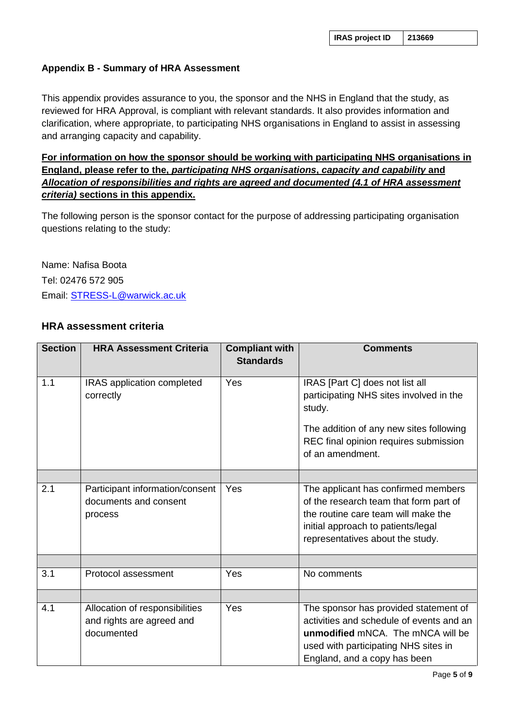| IRAS project ID | 213669 |
|---|---|

## Appendix B - Summary of HRA Assessment

This appendix provides assurance to you, the sponsor and the NHS in England that the study, as reviewed for HRA Approval, is compliant with relevant standards. It also provides information and clarification, where appropriate, to participating NHS organisations in England to assist in assessing and arranging capacity and capability.

**For information on how the sponsor should be working with participating NHS organisations in England, please refer to the, *participating NHS organisations*, *capacity and capability* and *Allocation of responsibilities and rights are agreed and documented (4.1 of HRA assessment criteria)* sections in this appendix.**

The following person is the sponsor contact for the purpose of addressing participating organisation questions relating to the study:

Name: Nafisa Boota
Tel: 02476 572 905
Email: STRESS-L@warwick.ac.uk

## HRA assessment criteria

| Section | HRA Assessment Criteria | Compliant with Standards | Comments |
|---|---|---|---|
| 1.1 | IRAS application completed correctly | Yes | IRAS [Part C] does not list all participating NHS sites involved in the study. The addition of any new sites following REC final opinion requires submission of an amendment. |
| | | | |
| 2.1 | Participant information/consent documents and consent process | Yes | The applicant has confirmed members of the research team that form part of the routine care team will make the initial approach to patients/legal representatives about the study. |
| | | | |
| 3.1 | Protocol assessment | Yes | No comments |
| | | | |
| 4.1 | Allocation of responsibilities and rights are agreed and documented | Yes | The sponsor has provided statement of activities and schedule of events and an **unmodified** mNCA. The mNCA will be used with participating NHS sites in England, and a copy has been |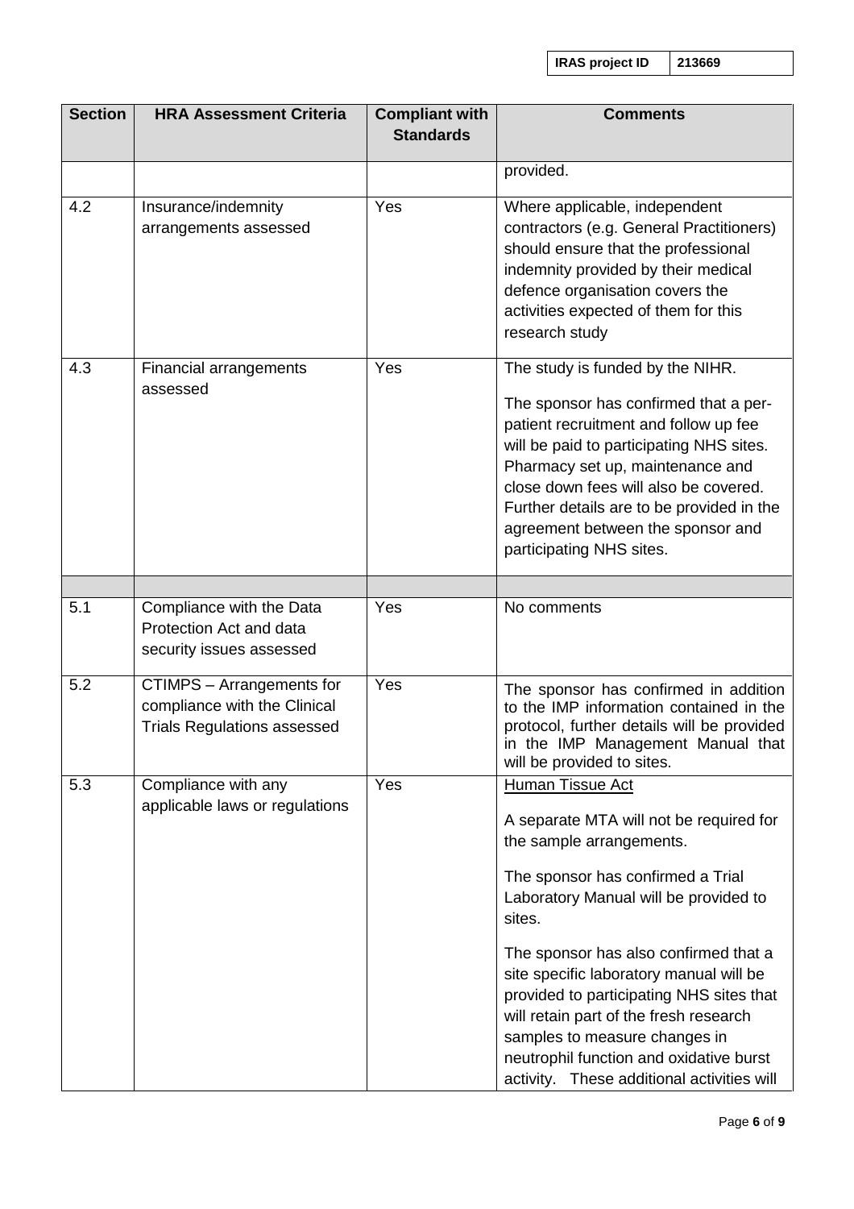| Section | HRA Assessment Criteria | Compliant with Standards | Comments |
|---|---|---|---|
| | | | provided. |
| 4.2 | Insurance/indemnity arrangements assessed | Yes | Where applicable, independent contractors (e.g. General Practitioners) should ensure that the professional indemnity provided by their medical defence organisation covers the activities expected of them for this research study |
| 4.3 | Financial arrangements assessed | Yes | The study is funded by the NIHR.<br><br>The sponsor has confirmed that a per-patient recruitment and follow up fee will be paid to participating NHS sites. Pharmacy set up, maintenance and close down fees will also be covered. Further details are to be provided in the agreement between the sponsor and participating NHS sites. |
| | | | |
| 5.1 | Compliance with the Data Protection Act and data security issues assessed | Yes | No comments |
| 5.2 | CTIMPS – Arrangements for compliance with the Clinical Trials Regulations assessed | Yes | The sponsor has confirmed in addition to the IMP information contained in the protocol, further details will be provided in the IMP Management Manual that will be provided to sites. |
| 5.3 | Compliance with any applicable laws or regulations | Yes | Human Tissue Act<br><br>A separate MTA will not be required for the sample arrangements.<br><br>The sponsor has confirmed a Trial Laboratory Manual will be provided to sites.<br><br>The sponsor has also confirmed that a site specific laboratory manual will be provided to participating NHS sites that will retain part of the fresh research samples to measure changes in neutrophil function and oxidative burst activity. These additional activities will |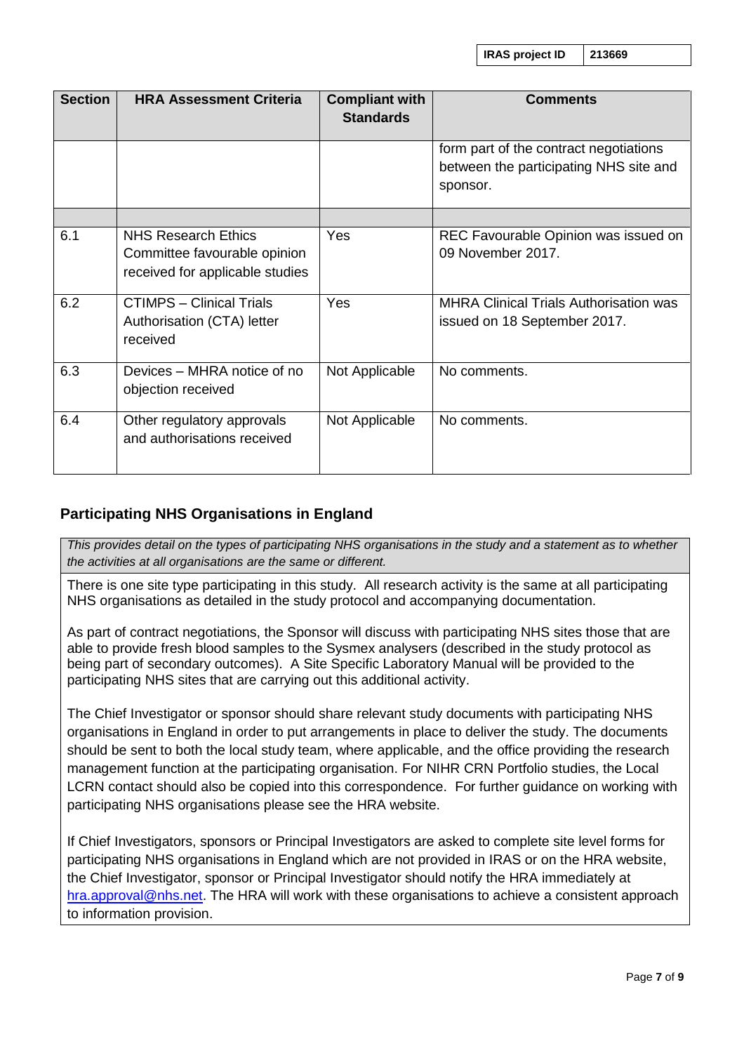| Section | HRA Assessment Criteria | Compliant with Standards | Comments |
|---|---|---|---|
| | | | form part of the contract negotiations between the participating NHS site and sponsor. |
| | | | |
| 6.1 | NHS Research Ethics Committee favourable opinion received for applicable studies | Yes | REC Favourable Opinion was issued on 09 November 2017. |
| 6.2 | CTIMPS – Clinical Trials Authorisation (CTA) letter received | Yes | MHRA Clinical Trials Authorisation was issued on 18 September 2017. |
| 6.3 | Devices – MHRA notice of no objection received | Not Applicable | No comments. |
| 6.4 | Other regulatory approvals and authorisations received | Not Applicable | No comments. |

## Participating NHS Organisations in England

*This provides detail on the types of participating NHS organisations in the study and a statement as to whether the activities at all organisations are the same or different.*

There is one site type participating in this study. All research activity is the same at all participating NHS organisations as detailed in the study protocol and accompanying documentation.

As part of contract negotiations, the Sponsor will discuss with participating NHS sites those that are able to provide fresh blood samples to the Sysmex analysers (described in the study protocol as being part of secondary outcomes). A Site Specific Laboratory Manual will be provided to the participating NHS sites that are carrying out this additional activity.

The Chief Investigator or sponsor should share relevant study documents with participating NHS organisations in England in order to put arrangements in place to deliver the study. The documents should be sent to both the local study team, where applicable, and the office providing the research management function at the participating organisation. For NIHR CRN Portfolio studies, the Local LCRN contact should also be copied into this correspondence. For further guidance on working with participating NHS organisations please see the HRA website.

If Chief Investigators, sponsors or Principal Investigators are asked to complete site level forms for participating NHS organisations in England which are not provided in IRAS or on the HRA website, the Chief Investigator, sponsor or Principal Investigator should notify the HRA immediately at hra.approval@nhs.net. The HRA will work with these organisations to achieve a consistent approach to information provision.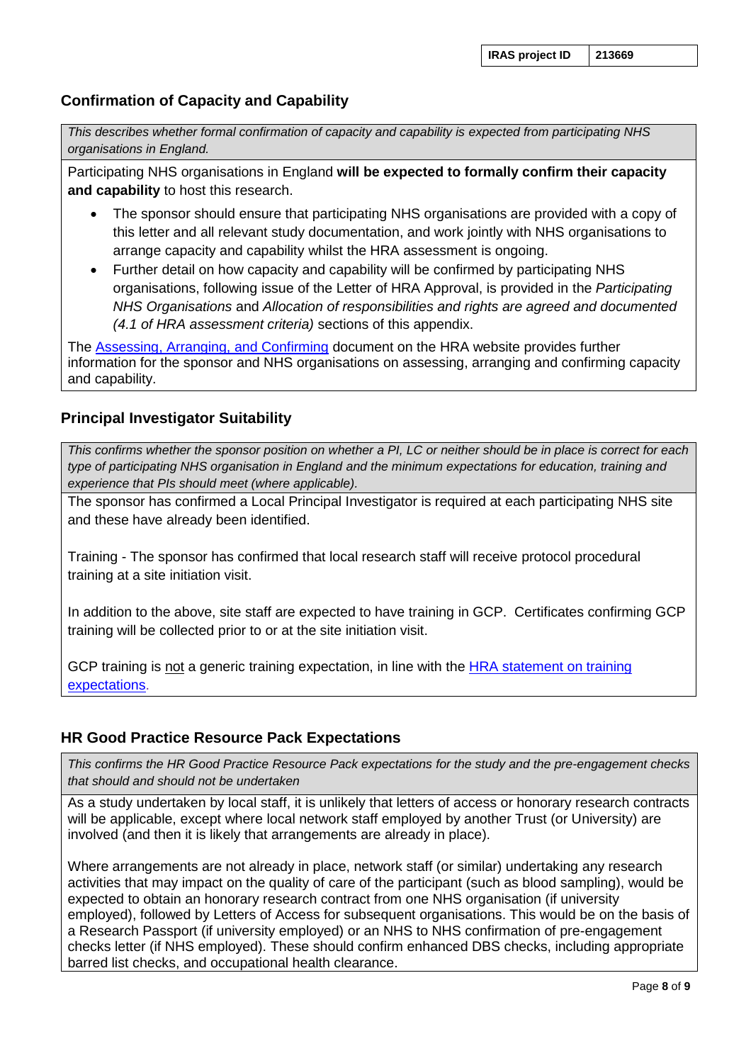| IRAS project ID | 213669 |
|---|---|

## Confirmation of Capacity and Capability

*This describes whether formal confirmation of capacity and capability is expected from participating NHS organisations in England.*

Participating NHS organisations in England **will be expected to formally confirm their capacity and capability** to host this research.

- The sponsor should ensure that participating NHS organisations are provided with a copy of this letter and all relevant study documentation, and work jointly with NHS organisations to arrange capacity and capability whilst the HRA assessment is ongoing.
- Further detail on how capacity and capability will be confirmed by participating NHS organisations, following issue of the Letter of HRA Approval, is provided in the *Participating NHS Organisations* and *Allocation of responsibilities and rights are agreed and documented (4.1 of HRA assessment criteria)* sections of this appendix.

The Assessing, Arranging, and Confirming document on the HRA website provides further information for the sponsor and NHS organisations on assessing, arranging and confirming capacity and capability.

## Principal Investigator Suitability

*This confirms whether the sponsor position on whether a PI, LC or neither should be in place is correct for each type of participating NHS organisation in England and the minimum expectations for education, training and experience that PIs should meet (where applicable).*

The sponsor has confirmed a Local Principal Investigator is required at each participating NHS site and these have already been identified.

Training - The sponsor has confirmed that local research staff will receive protocol procedural training at a site initiation visit.

In addition to the above, site staff are expected to have training in GCP. Certificates confirming GCP training will be collected prior to or at the site initiation visit.

GCP training is not a generic training expectation, in line with the HRA statement on training expectations.

## HR Good Practice Resource Pack Expectations

*This confirms the HR Good Practice Resource Pack expectations for the study and the pre-engagement checks that should and should not be undertaken*

As a study undertaken by local staff, it is unlikely that letters of access or honorary research contracts will be applicable, except where local network staff employed by another Trust (or University) are involved (and then it is likely that arrangements are already in place).

Where arrangements are not already in place, network staff (or similar) undertaking any research activities that may impact on the quality of care of the participant (such as blood sampling), would be expected to obtain an honorary research contract from one NHS organisation (if university employed), followed by Letters of Access for subsequent organisations. This would be on the basis of a Research Passport (if university employed) or an NHS to NHS confirmation of pre-engagement checks letter (if NHS employed). These should confirm enhanced DBS checks, including appropriate barred list checks, and occupational health clearance.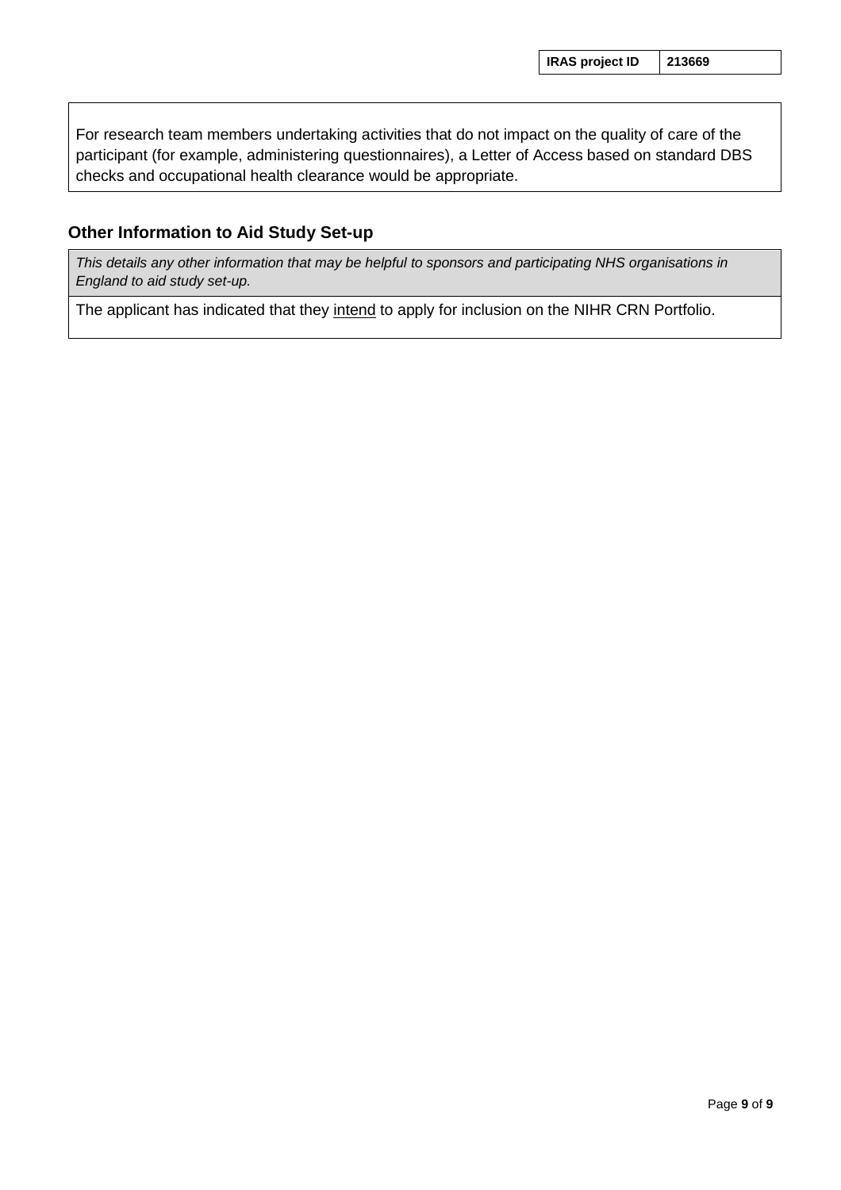| IRAS project ID | 213669 |
| --- | --- |

For research team members undertaking activities that do not impact on the quality of care of the participant (for example, administering questionnaires), a Letter of Access based on standard DBS checks and occupational health clearance would be appropriate.

## Other Information to Aid Study Set-up

*This details any other information that may be helpful to sponsors and participating NHS organisations in England to aid study set-up.*

The applicant has indicated that they intend to apply for inclusion on the NIHR CRN Portfolio.